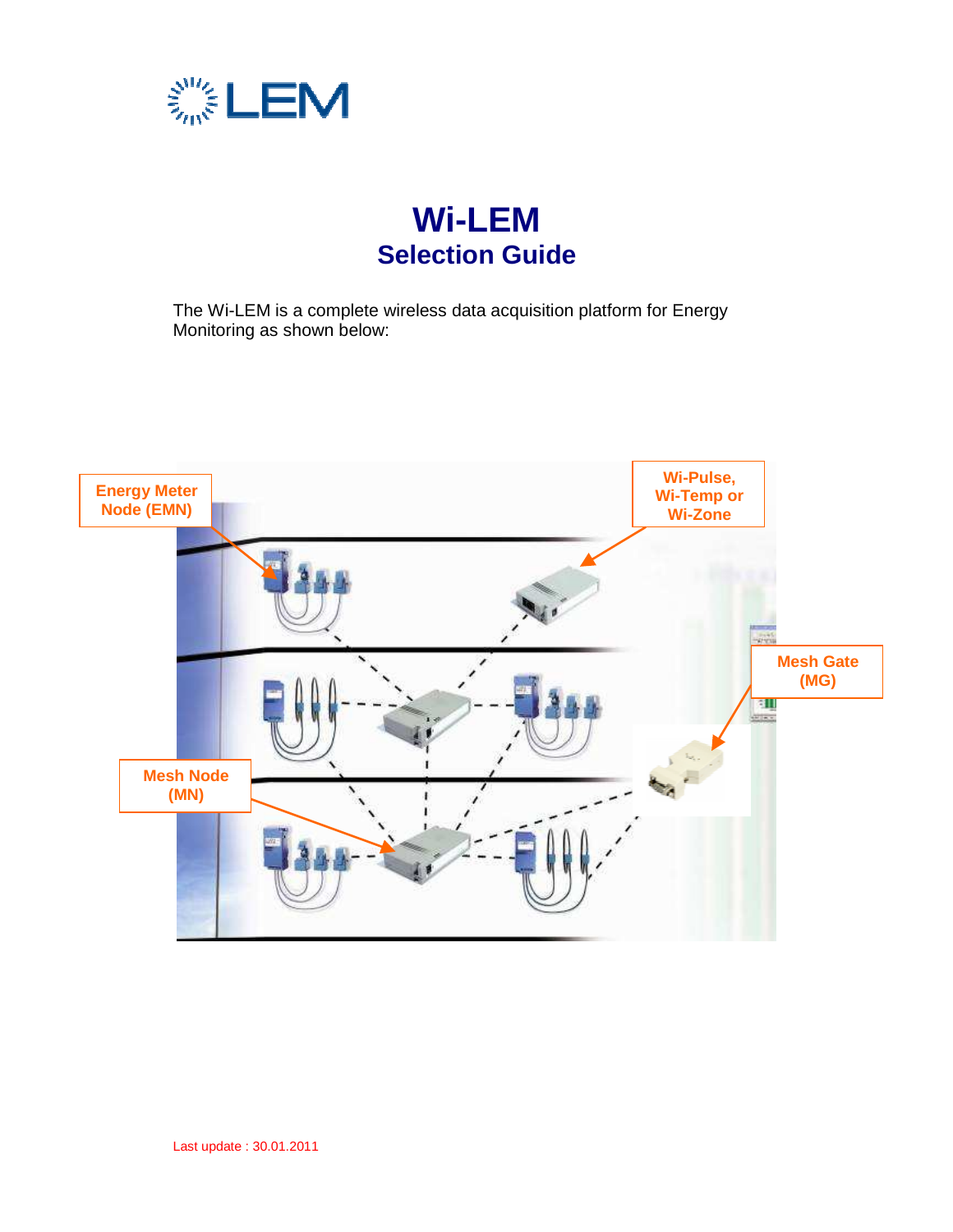# Wi-LEM

## Selection Guide

The Wi-LEM is a complete wireless data acquisition platform for Energy Monitoring as shown below:

Energy Meter Node (EMN)

Wi-Pulse, Wi-Temp or Wi-Zone

Mesh Gate (MG)

Mesh Node (MN)

Last update : 30.01.2011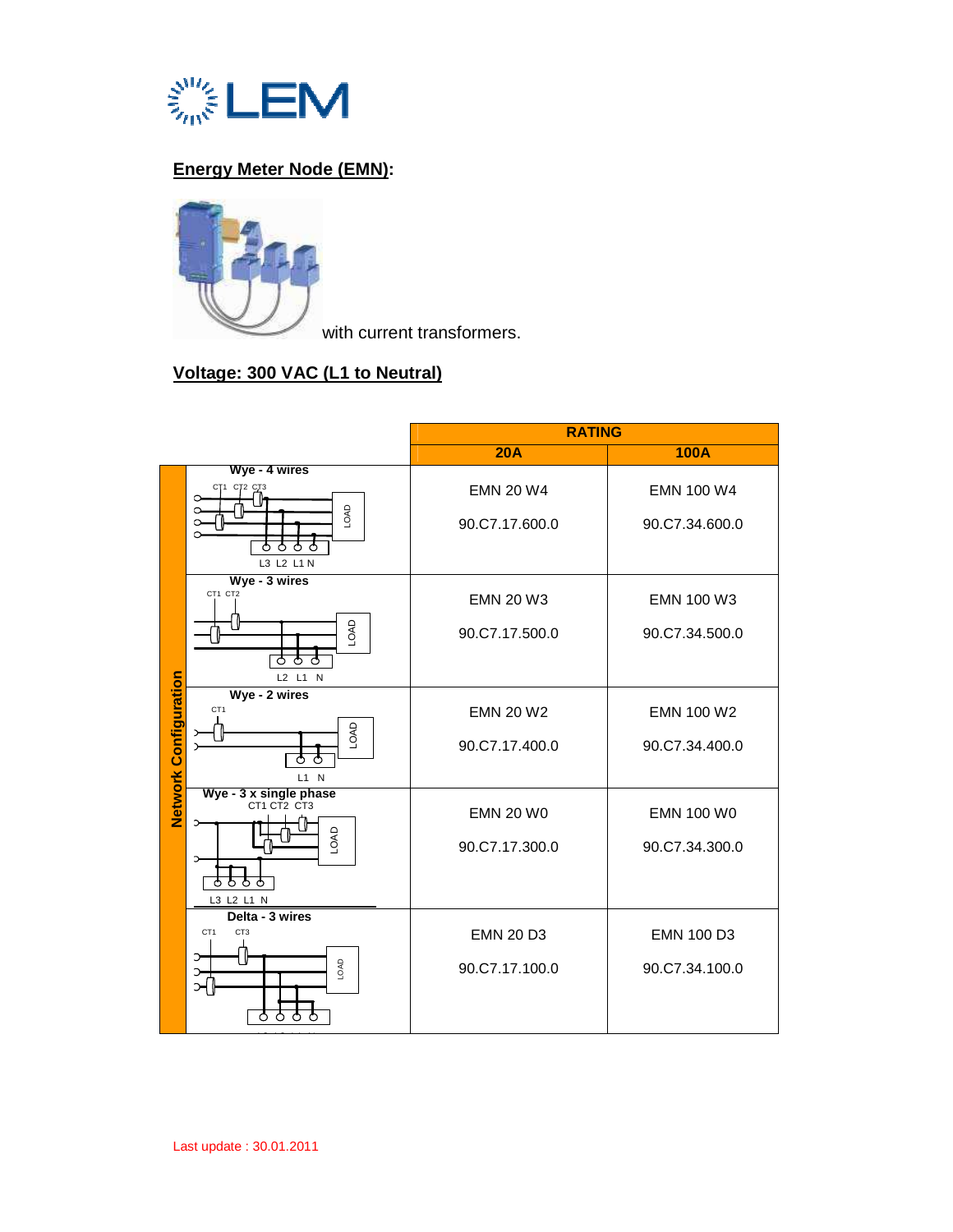**Energy Meter Node (EMN):**

with current transformers.

**Voltage: 300 VAC (L1 to Neutral)**

| Network Configuration | RATING 20A | RATING 100A |
|---|---|---|
| Wye - 4 wires | EMN 20 W4<br>90.C7.17.600.0 | EMN 100 W4<br>90.C7.34.600.0 |
| Wye - 3 wires | EMN 20 W3<br>90.C7.17.500.0 | EMN 100 W3<br>90.C7.34.500.0 |
| Wye - 2 wires | EMN 20 W2<br>90.C7.17.400.0 | EMN 100 W2<br>90.C7.34.400.0 |
| Wye - 3 x single phase | EMN 20 W0<br>90.C7.17.300.0 | EMN 100 W0<br>90.C7.34.300.0 |
| Delta - 3 wires | EMN 20 D3<br>90.C7.17.100.0 | EMN 100 D3<br>90.C7.34.100.0 |

Last update : 30.01.2011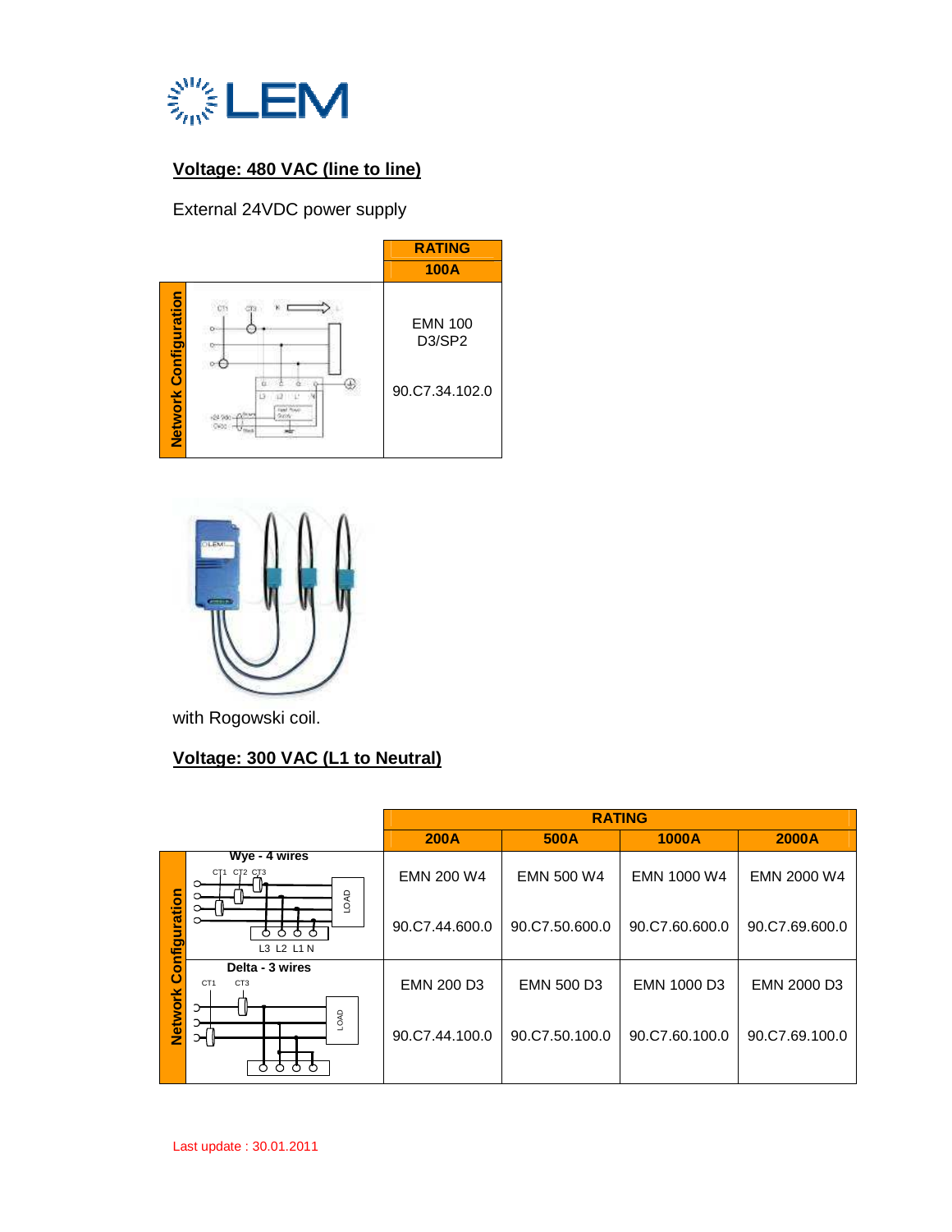## Voltage: 480 VAC (line to line)

External 24VDC power supply

| Network Configuration | RATING 100A |
|---|---|
| | EMN 100 D3/SP2<br>90.C7.34.102.0 |

with Rogowski coil.

## Voltage: 300 VAC (L1 to Neutral)

| Network Configuration | RATING | | | |
|---|---|---|---|---|
| | 200A | 500A | 1000A | 2000A |
| Wye - 4 wires | EMN 200 W4<br>90.C7.44.600.0 | EMN 500 W4<br>90.C7.50.600.0 | EMN 1000 W4<br>90.C7.60.600.0 | EMN 2000 W4<br>90.C7.69.600.0 |
| Delta - 3 wires | EMN 200 D3<br>90.C7.44.100.0 | EMN 500 D3<br>90.C7.50.100.0 | EMN 1000 D3<br>90.C7.60.100.0 | EMN 2000 D3<br>90.C7.69.100.0 |

Last update : 30.01.2011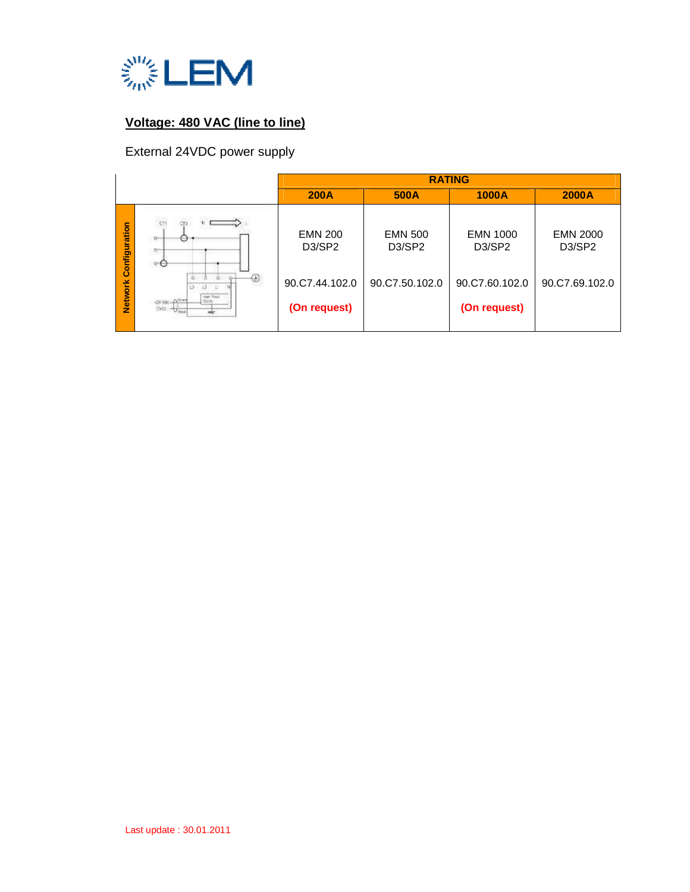**Voltage: 480 VAC (line to line)**

External 24VDC power supply

| | | RATING | | | |
|---|---|---|---|---|---|
| | | **200A** | **500A** | **1000A** | **2000A** |
| **Network Configuration** | | EMN 200 D3/SP2<br><br>90.C7.44.102.0<br><br>**(On request)** | EMN 500 D3/SP2<br><br>90.C7.50.102.0 | EMN 1000 D3/SP2<br><br>90.C7.60.102.0<br><br>**(On request)** | EMN 2000 D3/SP2<br><br>90.C7.69.102.0 |

Last update : 30.01.2011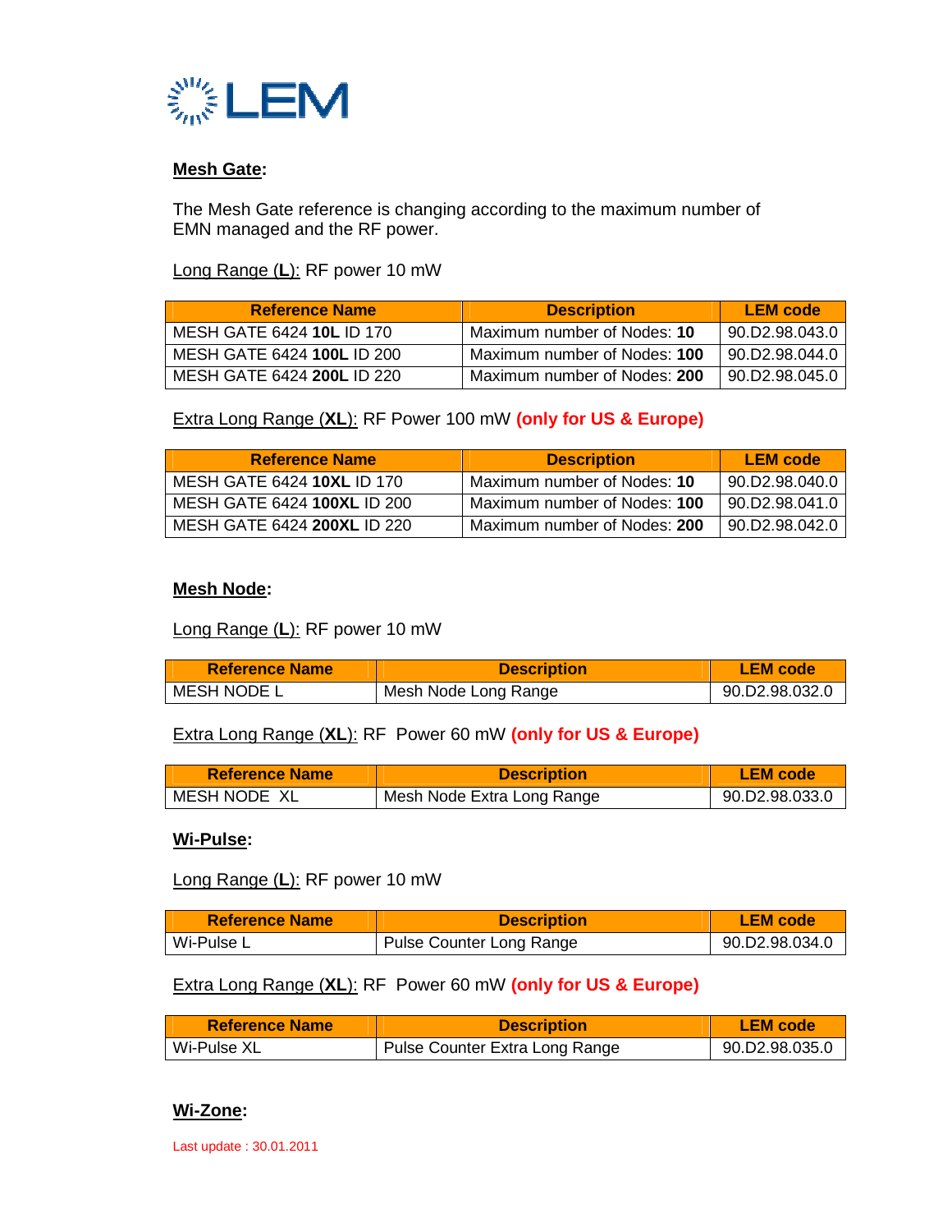LEM

**Mesh Gate**:

The Mesh Gate reference is changing according to the maximum number of EMN managed and the RF power.

Long Range (**L**): RF power 10 mW

| Reference Name | Description | LEM code |
|---|---|---|
| MESH GATE 6424 **10L** ID 170 | Maximum number of Nodes: **10** | 90.D2.98.043.0 |
| MESH GATE 6424 **100L** ID 200 | Maximum number of Nodes: **100** | 90.D2.98.044.0 |
| MESH GATE 6424 **200L** ID 220 | Maximum number of Nodes: **200** | 90.D2.98.045.0 |

Extra Long Range (**XL**): RF Power 100 mW **(only for US & Europe)**

| Reference Name | Description | LEM code |
|---|---|---|
| MESH GATE 6424 **10XL** ID 170 | Maximum number of Nodes: **10** | 90.D2.98.040.0 |
| MESH GATE 6424 **100XL** ID 200 | Maximum number of Nodes: **100** | 90.D2.98.041.0 |
| MESH GATE 6424 **200XL** ID 220 | Maximum number of Nodes: **200** | 90.D2.98.042.0 |

**Mesh Node**:

Long Range (**L**): RF power 10 mW

| Reference Name | Description | LEM code |
|---|---|---|
| MESH NODE L | Mesh Node Long Range | 90.D2.98.032.0 |

Extra Long Range (**XL**): RF Power 60 mW **(only for US & Europe)**

| Reference Name | Description | LEM code |
|---|---|---|
| MESH NODE XL | Mesh Node Extra Long Range | 90.D2.98.033.0 |

**Wi-Pulse**:

Long Range (**L**): RF power 10 mW

| Reference Name | Description | LEM code |
|---|---|---|
| Wi-Pulse L | Pulse Counter Long Range | 90.D2.98.034.0 |

Extra Long Range (**XL**): RF Power 60 mW **(only for US & Europe)**

| Reference Name | Description | LEM code |
|---|---|---|
| Wi-Pulse XL | Pulse Counter Extra Long Range | 90.D2.98.035.0 |

**Wi-Zone**:

Last update : 30.01.2011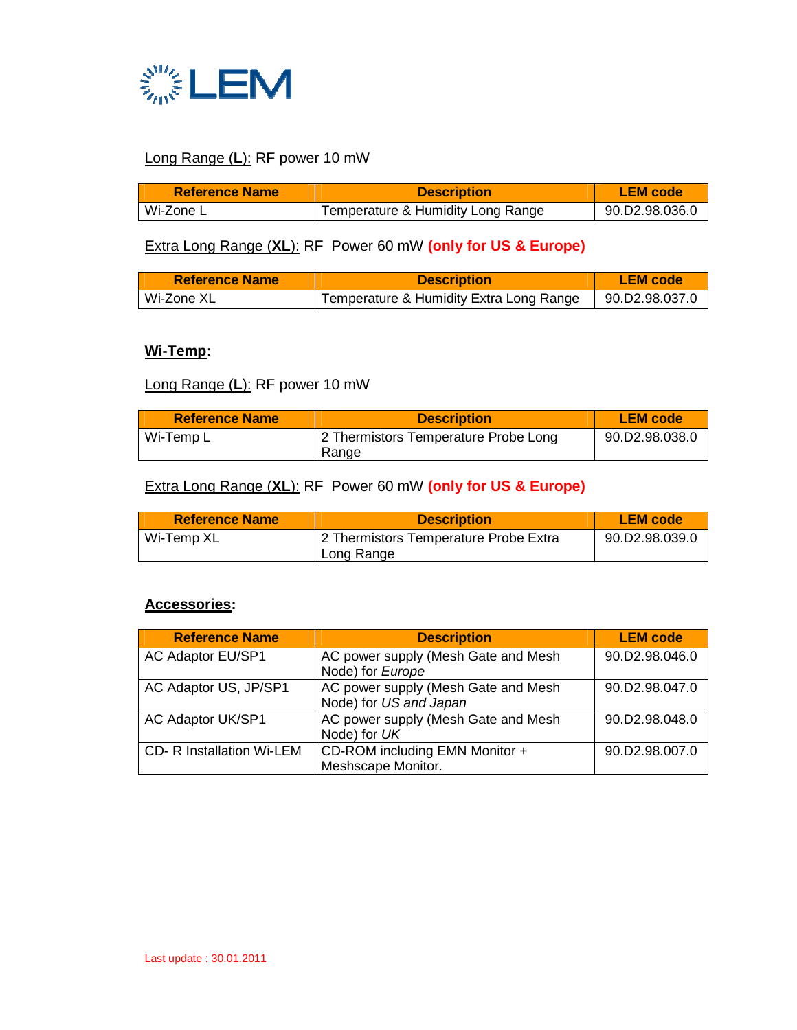LEM

Long Range (**L**): RF power 10 mW

| Reference Name | Description | LEM code |
|---|---|---|
| Wi-Zone L | Temperature & Humidity Long Range | 90.D2.98.036.0 |

Extra Long Range (**XL**): RF Power 60 mW **(only for US & Europe)**

| Reference Name | Description | LEM code |
|---|---|---|
| Wi-Zone XL | Temperature & Humidity Extra Long Range | 90.D2.98.037.0 |

## **Wi-Temp**:

Long Range (**L**): RF power 10 mW

| Reference Name | Description | LEM code |
|---|---|---|
| Wi-Temp L | 2 Thermistors Temperature Probe Long Range | 90.D2.98.038.0 |

Extra Long Range (**XL**): RF Power 60 mW **(only for US & Europe)**

| Reference Name | Description | LEM code |
|---|---|---|
| Wi-Temp XL | 2 Thermistors Temperature Probe Extra Long Range | 90.D2.98.039.0 |

## **Accessories**:

| Reference Name | Description | LEM code |
|---|---|---|
| AC Adaptor EU/SP1 | AC power supply (Mesh Gate and Mesh Node) for *Europe* | 90.D2.98.046.0 |
| AC Adaptor US, JP/SP1 | AC power supply (Mesh Gate and Mesh Node) for *US and Japan* | 90.D2.98.047.0 |
| AC Adaptor UK/SP1 | AC power supply (Mesh Gate and Mesh Node) for *UK* | 90.D2.98.048.0 |
| CD- R Installation Wi-LEM | CD-ROM including EMN Monitor + Meshscape Monitor. | 90.D2.98.007.0 |

Last update : 30.01.2011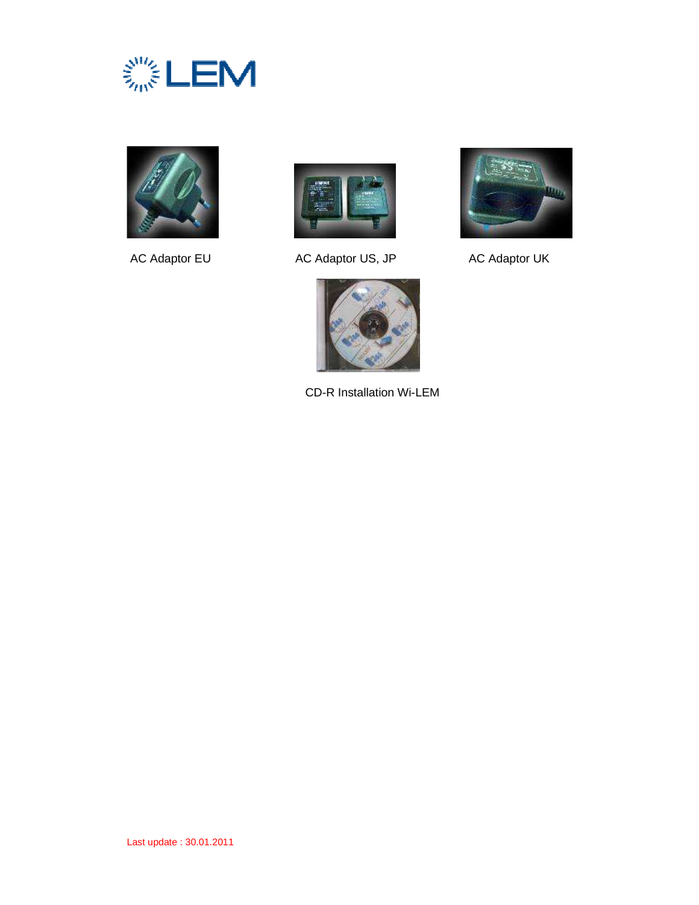AC Adaptor EU

AC Adaptor US, JP

AC Adaptor UK

CD-R Installation Wi-LEM

Last update : 30.01.2011